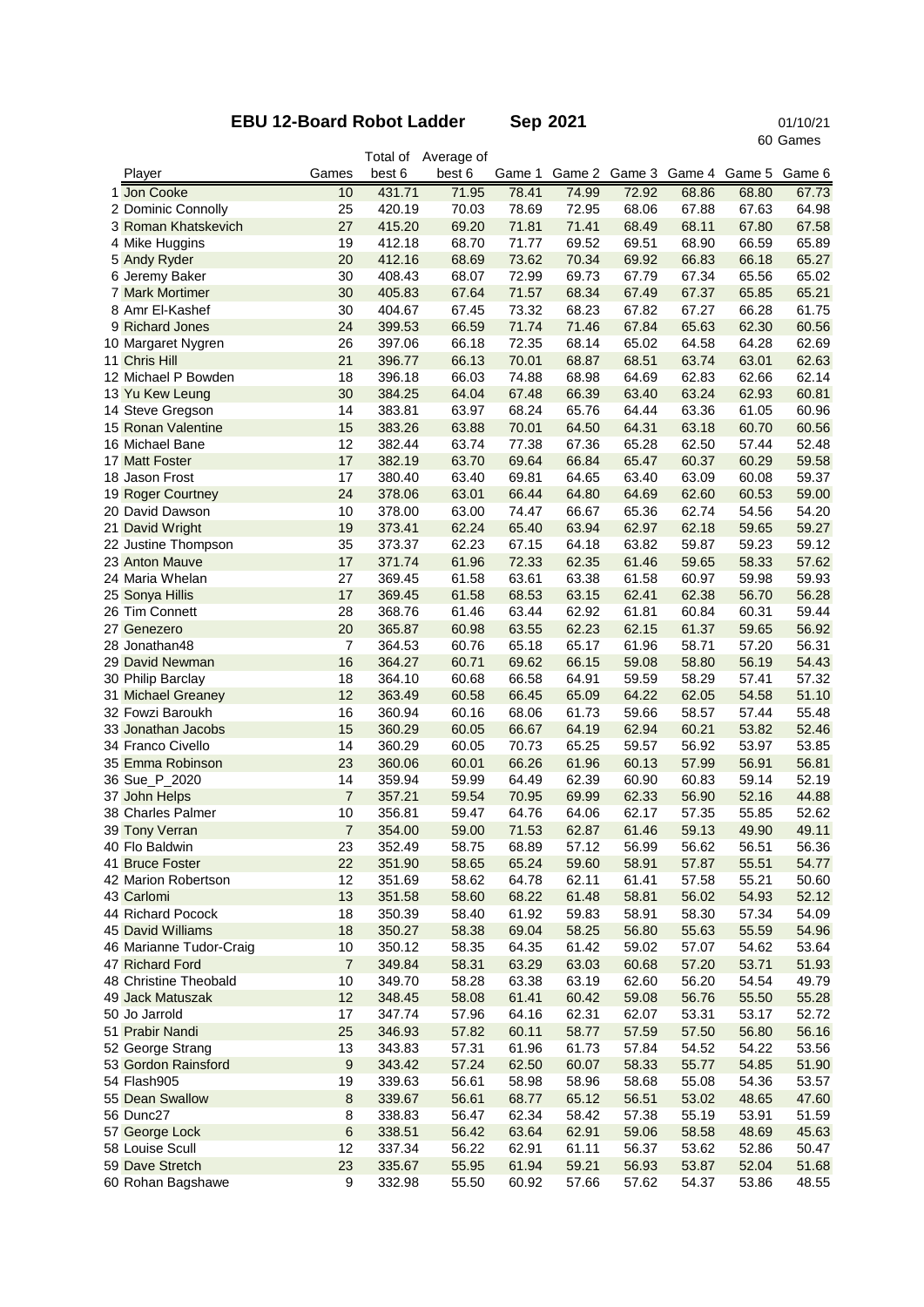# EBU 12-Board Robot Ladder Sep 2021

01/10/21
60 Games

| | Player | Games | Total of best 6 | Average of best 6 | Game 1 | Game 2 | Game 3 | Game 4 | Game 5 | Game 6 |
|---|---|---|---|---|---|---|---|---|---|---|
| 1 | Jon Cooke | 10 | 431.71 | 71.95 | 78.41 | 74.99 | 72.92 | 68.86 | 68.80 | 67.73 |
| 2 | Dominic Connolly | 25 | 420.19 | 70.03 | 78.69 | 72.95 | 68.06 | 67.88 | 67.63 | 64.98 |
| 3 | Roman Khatskevich | 27 | 415.20 | 69.20 | 71.81 | 71.41 | 68.49 | 68.11 | 67.80 | 67.58 |
| 4 | Mike Huggins | 19 | 412.18 | 68.70 | 71.77 | 69.52 | 69.51 | 68.90 | 66.59 | 65.89 |
| 5 | Andy Ryder | 20 | 412.16 | 68.69 | 73.62 | 70.34 | 69.92 | 66.83 | 66.18 | 65.27 |
| 6 | Jeremy Baker | 30 | 408.43 | 68.07 | 72.99 | 69.73 | 67.79 | 67.34 | 65.56 | 65.02 |
| 7 | Mark Mortimer | 30 | 405.83 | 67.64 | 71.57 | 68.34 | 67.49 | 67.37 | 65.85 | 65.21 |
| 8 | Amr El-Kashef | 30 | 404.67 | 67.45 | 73.32 | 68.23 | 67.82 | 67.27 | 66.28 | 61.75 |
| 9 | Richard Jones | 24 | 399.53 | 66.59 | 71.74 | 71.46 | 67.84 | 65.63 | 62.30 | 60.56 |
| 10 | Margaret Nygren | 26 | 397.06 | 66.18 | 72.35 | 68.14 | 65.02 | 64.58 | 64.28 | 62.69 |
| 11 | Chris Hill | 21 | 396.77 | 66.13 | 70.01 | 68.87 | 68.51 | 63.74 | 63.01 | 62.63 |
| 12 | Michael P Bowden | 18 | 396.18 | 66.03 | 74.88 | 68.98 | 64.69 | 62.83 | 62.66 | 62.14 |
| 13 | Yu Kew Leung | 30 | 384.25 | 64.04 | 67.48 | 66.39 | 63.40 | 63.24 | 62.93 | 60.81 |
| 14 | Steve Gregson | 14 | 383.81 | 63.97 | 68.24 | 65.76 | 64.44 | 63.36 | 61.05 | 60.96 |
| 15 | Ronan Valentine | 15 | 383.26 | 63.88 | 70.01 | 64.50 | 64.31 | 63.18 | 60.70 | 60.56 |
| 16 | Michael Bane | 12 | 382.44 | 63.74 | 77.38 | 67.36 | 65.28 | 62.50 | 57.44 | 52.48 |
| 17 | Matt Foster | 17 | 382.19 | 63.70 | 69.64 | 66.84 | 65.47 | 60.37 | 60.29 | 59.58 |
| 18 | Jason Frost | 17 | 380.40 | 63.40 | 69.81 | 64.65 | 63.40 | 63.09 | 60.08 | 59.37 |
| 19 | Roger Courtney | 24 | 378.06 | 63.01 | 66.44 | 64.80 | 64.69 | 62.60 | 60.53 | 59.00 |
| 20 | David Dawson | 10 | 378.00 | 63.00 | 74.47 | 66.67 | 65.36 | 62.74 | 54.56 | 54.20 |
| 21 | David Wright | 19 | 373.41 | 62.24 | 65.40 | 63.94 | 62.97 | 62.18 | 59.65 | 59.27 |
| 22 | Justine Thompson | 35 | 373.37 | 62.23 | 67.15 | 64.18 | 63.82 | 59.87 | 59.23 | 59.12 |
| 23 | Anton Mauve | 17 | 371.74 | 61.96 | 72.33 | 62.35 | 61.46 | 59.65 | 58.33 | 57.62 |
| 24 | Maria Whelan | 27 | 369.45 | 61.58 | 63.61 | 63.38 | 61.58 | 60.97 | 59.98 | 59.93 |
| 25 | Sonya Hillis | 17 | 369.45 | 61.58 | 68.53 | 63.15 | 62.41 | 62.38 | 56.70 | 56.28 |
| 26 | Tim Connett | 28 | 368.76 | 61.46 | 63.44 | 62.92 | 61.81 | 60.84 | 60.31 | 59.44 |
| 27 | Genezero | 20 | 365.87 | 60.98 | 63.55 | 62.23 | 62.15 | 61.37 | 59.65 | 56.92 |
| 28 | Jonathan48 | 7 | 364.53 | 60.76 | 65.18 | 65.17 | 61.96 | 58.71 | 57.20 | 56.31 |
| 29 | David Newman | 16 | 364.27 | 60.71 | 69.62 | 66.15 | 59.08 | 58.80 | 56.19 | 54.43 |
| 30 | Philip Barclay | 18 | 364.10 | 60.68 | 66.58 | 64.91 | 59.59 | 58.29 | 57.41 | 57.32 |
| 31 | Michael Greaney | 12 | 363.49 | 60.58 | 66.45 | 65.09 | 64.22 | 62.05 | 54.58 | 51.10 |
| 32 | Fowzi Baroukh | 16 | 360.94 | 60.16 | 68.06 | 61.73 | 59.66 | 58.57 | 57.44 | 55.48 |
| 33 | Jonathan Jacobs | 15 | 360.29 | 60.05 | 66.67 | 64.19 | 62.94 | 60.21 | 53.82 | 52.46 |
| 34 | Franco Civello | 14 | 360.29 | 60.05 | 70.73 | 65.25 | 59.57 | 56.92 | 53.97 | 53.85 |
| 35 | Emma Robinson | 23 | 360.06 | 60.01 | 66.26 | 61.96 | 60.13 | 57.99 | 56.91 | 56.81 |
| 36 | Sue_P_2020 | 14 | 359.94 | 59.99 | 64.49 | 62.39 | 60.90 | 60.83 | 59.14 | 52.19 |
| 37 | John Helps | 7 | 357.21 | 59.54 | 70.95 | 69.99 | 62.33 | 56.90 | 52.16 | 44.88 |
| 38 | Charles Palmer | 10 | 356.81 | 59.47 | 64.76 | 64.06 | 62.17 | 57.35 | 55.85 | 52.62 |
| 39 | Tony Verran | 7 | 354.00 | 59.00 | 71.53 | 62.87 | 61.46 | 59.13 | 49.90 | 49.11 |
| 40 | Flo Baldwin | 23 | 352.49 | 58.75 | 68.89 | 57.12 | 56.99 | 56.62 | 56.51 | 56.36 |
| 41 | Bruce Foster | 22 | 351.90 | 58.65 | 65.24 | 59.60 | 58.91 | 57.87 | 55.51 | 54.77 |
| 42 | Marion Robertson | 12 | 351.69 | 58.62 | 64.78 | 62.11 | 61.41 | 57.58 | 55.21 | 50.60 |
| 43 | Carlomi | 13 | 351.58 | 58.60 | 68.22 | 61.48 | 58.81 | 56.02 | 54.93 | 52.12 |
| 44 | Richard Pocock | 18 | 350.39 | 58.40 | 61.92 | 59.83 | 58.91 | 58.30 | 57.34 | 54.09 |
| 45 | David Williams | 18 | 350.27 | 58.38 | 69.04 | 58.25 | 56.80 | 55.63 | 55.59 | 54.96 |
| 46 | Marianne Tudor-Craig | 10 | 350.12 | 58.35 | 64.35 | 61.42 | 59.02 | 57.07 | 54.62 | 53.64 |
| 47 | Richard Ford | 7 | 349.84 | 58.31 | 63.29 | 63.03 | 60.68 | 57.20 | 53.71 | 51.93 |
| 48 | Christine Theobald | 10 | 349.70 | 58.28 | 63.38 | 63.19 | 62.60 | 56.20 | 54.54 | 49.79 |
| 49 | Jack Matuszak | 12 | 348.45 | 58.08 | 61.41 | 60.42 | 59.08 | 56.76 | 55.50 | 55.28 |
| 50 | Jo Jarrold | 17 | 347.74 | 57.96 | 64.16 | 62.31 | 62.07 | 53.31 | 53.17 | 52.72 |
| 51 | Prabir Nandi | 25 | 346.93 | 57.82 | 60.11 | 58.77 | 57.59 | 57.50 | 56.80 | 56.16 |
| 52 | George Strang | 13 | 343.83 | 57.31 | 61.96 | 61.73 | 57.84 | 54.52 | 54.22 | 53.56 |
| 53 | Gordon Rainsford | 9 | 343.42 | 57.24 | 62.50 | 60.07 | 58.33 | 55.77 | 54.85 | 51.90 |
| 54 | Flash905 | 19 | 339.63 | 56.61 | 58.98 | 58.96 | 58.68 | 55.08 | 54.36 | 53.57 |
| 55 | Dean Swallow | 8 | 339.67 | 56.61 | 68.77 | 65.12 | 56.51 | 53.02 | 48.65 | 47.60 |
| 56 | Dunc27 | 8 | 338.83 | 56.47 | 62.34 | 58.42 | 57.38 | 55.19 | 53.91 | 51.59 |
| 57 | George Lock | 6 | 338.51 | 56.42 | 63.64 | 62.91 | 59.06 | 58.58 | 48.69 | 45.63 |
| 58 | Louise Scull | 12 | 337.34 | 56.22 | 62.91 | 61.11 | 56.37 | 53.62 | 52.86 | 50.47 |
| 59 | Dave Stretch | 23 | 335.67 | 55.95 | 61.94 | 59.21 | 56.93 | 53.87 | 52.04 | 51.68 |
| 60 | Rohan Bagshawe | 9 | 332.98 | 55.50 | 60.92 | 57.66 | 57.62 | 54.37 | 53.86 | 48.55 |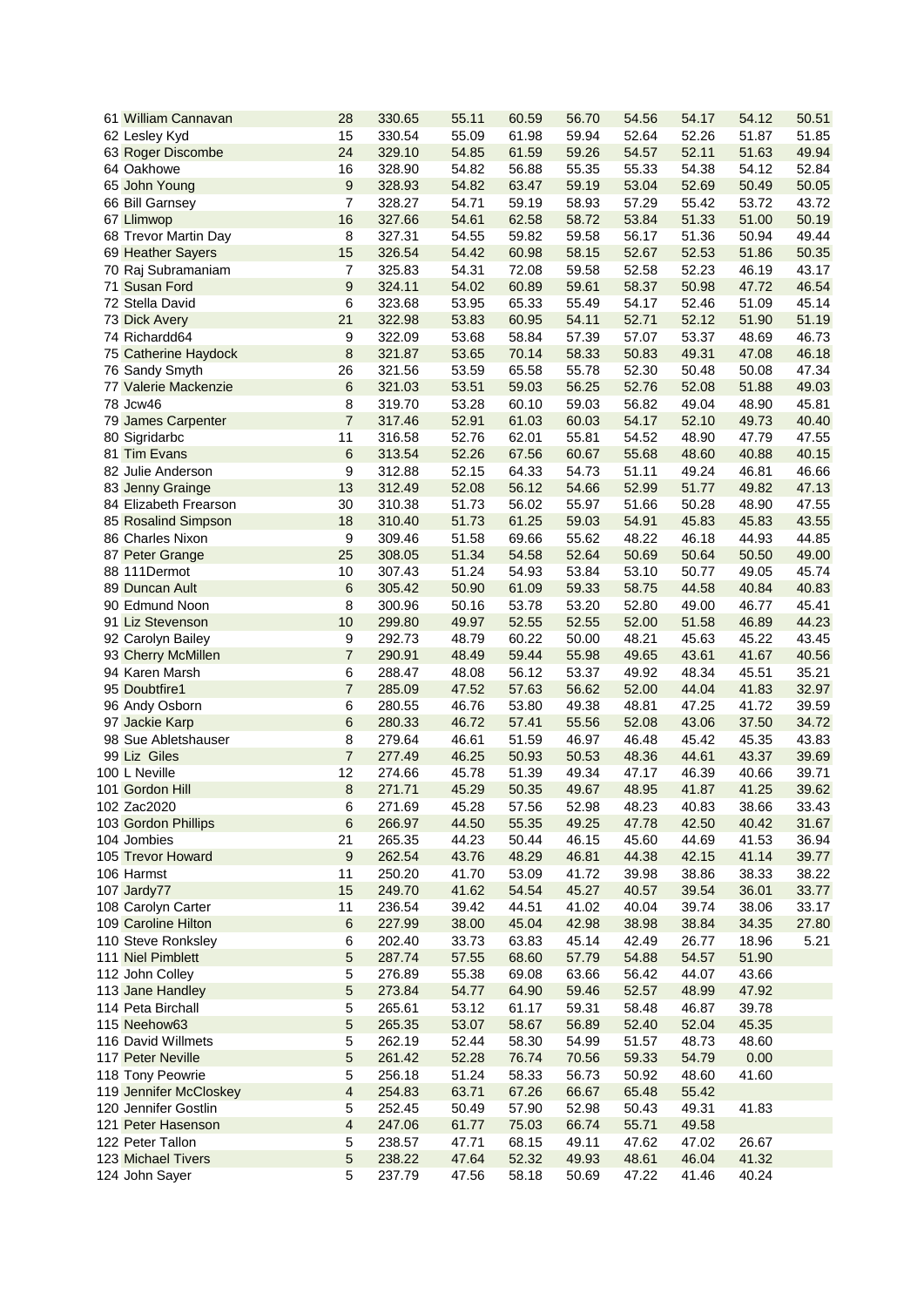| | | | | | | | | | |
|---|---|---|---|---|---|---|---|---|---|
| 61 William Cannavan | 28 | 330.65 | 55.11 | 60.59 | 56.70 | 54.56 | 54.17 | 54.12 | 50.51 |
| 62 Lesley Kyd | 15 | 330.54 | 55.09 | 61.98 | 59.94 | 52.64 | 52.26 | 51.87 | 51.85 |
| 63 Roger Discombe | 24 | 329.10 | 54.85 | 61.59 | 59.26 | 54.57 | 52.11 | 51.63 | 49.94 |
| 64 Oakhowe | 16 | 328.90 | 54.82 | 56.88 | 55.35 | 55.33 | 54.38 | 54.12 | 52.84 |
| 65 John Young | 9 | 328.93 | 54.82 | 63.47 | 59.19 | 53.04 | 52.69 | 50.49 | 50.05 |
| 66 Bill Garnsey | 7 | 328.27 | 54.71 | 59.19 | 58.93 | 57.29 | 55.42 | 53.72 | 43.72 |
| 67 Llimwop | 16 | 327.66 | 54.61 | 62.58 | 58.72 | 53.84 | 51.33 | 51.00 | 50.19 |
| 68 Trevor Martin Day | 8 | 327.31 | 54.55 | 59.82 | 59.58 | 56.17 | 51.36 | 50.94 | 49.44 |
| 69 Heather Sayers | 15 | 326.54 | 54.42 | 60.98 | 58.15 | 52.67 | 52.53 | 51.86 | 50.35 |
| 70 Raj Subramaniam | 7 | 325.83 | 54.31 | 72.08 | 59.58 | 52.58 | 52.23 | 46.19 | 43.17 |
| 71 Susan Ford | 9 | 324.11 | 54.02 | 60.89 | 59.61 | 58.37 | 50.98 | 47.72 | 46.54 |
| 72 Stella David | 6 | 323.68 | 53.95 | 65.33 | 55.49 | 54.17 | 52.46 | 51.09 | 45.14 |
| 73 Dick Avery | 21 | 322.98 | 53.83 | 60.95 | 54.11 | 52.71 | 52.12 | 51.90 | 51.19 |
| 74 Richardd64 | 9 | 322.09 | 53.68 | 58.84 | 57.39 | 57.07 | 53.37 | 48.69 | 46.73 |
| 75 Catherine Haydock | 8 | 321.87 | 53.65 | 70.14 | 58.33 | 50.83 | 49.31 | 47.08 | 46.18 |
| 76 Sandy Smyth | 26 | 321.56 | 53.59 | 65.58 | 55.78 | 52.30 | 50.48 | 50.08 | 47.34 |
| 77 Valerie Mackenzie | 6 | 321.03 | 53.51 | 59.03 | 56.25 | 52.76 | 52.08 | 51.88 | 49.03 |
| 78 Jcw46 | 8 | 319.70 | 53.28 | 60.10 | 59.03 | 56.82 | 49.04 | 48.90 | 45.81 |
| 79 James Carpenter | 7 | 317.46 | 52.91 | 61.03 | 60.03 | 54.17 | 52.10 | 49.73 | 40.40 |
| 80 Sigridarbc | 11 | 316.58 | 52.76 | 62.01 | 55.81 | 54.52 | 48.90 | 47.79 | 47.55 |
| 81 Tim Evans | 6 | 313.54 | 52.26 | 67.56 | 60.67 | 55.68 | 48.60 | 40.88 | 40.15 |
| 82 Julie Anderson | 9 | 312.88 | 52.15 | 64.33 | 54.73 | 51.11 | 49.24 | 46.81 | 46.66 |
| 83 Jenny Grainge | 13 | 312.49 | 52.08 | 56.12 | 54.66 | 52.99 | 51.77 | 49.82 | 47.13 |
| 84 Elizabeth Frearson | 30 | 310.38 | 51.73 | 56.02 | 55.97 | 51.66 | 50.28 | 48.90 | 47.55 |
| 85 Rosalind Simpson | 18 | 310.40 | 51.73 | 61.25 | 59.03 | 54.91 | 45.83 | 45.83 | 43.55 |
| 86 Charles Nixon | 9 | 309.46 | 51.58 | 69.66 | 55.62 | 48.22 | 46.18 | 44.93 | 44.85 |
| 87 Peter Grange | 25 | 308.05 | 51.34 | 54.58 | 52.64 | 50.69 | 50.64 | 50.50 | 49.00 |
| 88 111Dermot | 10 | 307.43 | 51.24 | 54.93 | 53.84 | 53.10 | 50.77 | 49.05 | 45.74 |
| 89 Duncan Ault | 6 | 305.42 | 50.90 | 61.09 | 59.33 | 58.75 | 44.58 | 40.84 | 40.83 |
| 90 Edmund Noon | 8 | 300.96 | 50.16 | 53.78 | 53.20 | 52.80 | 49.00 | 46.77 | 45.41 |
| 91 Liz Stevenson | 10 | 299.80 | 49.97 | 52.55 | 52.55 | 52.00 | 51.58 | 46.89 | 44.23 |
| 92 Carolyn Bailey | 9 | 292.73 | 48.79 | 60.22 | 50.00 | 48.21 | 45.63 | 45.22 | 43.45 |
| 93 Cherry McMillen | 7 | 290.91 | 48.49 | 59.44 | 55.98 | 49.65 | 43.61 | 41.67 | 40.56 |
| 94 Karen Marsh | 6 | 288.47 | 48.08 | 56.12 | 53.37 | 49.92 | 48.34 | 45.51 | 35.21 |
| 95 Doubtfire1 | 7 | 285.09 | 47.52 | 57.63 | 56.62 | 52.00 | 44.04 | 41.83 | 32.97 |
| 96 Andy Osborn | 6 | 280.55 | 46.76 | 53.80 | 49.38 | 48.81 | 47.25 | 41.72 | 39.59 |
| 97 Jackie Karp | 6 | 280.33 | 46.72 | 57.41 | 55.56 | 52.08 | 43.06 | 37.50 | 34.72 |
| 98 Sue Abletshauser | 8 | 279.64 | 46.61 | 51.59 | 46.97 | 46.48 | 45.42 | 45.35 | 43.83 |
| 99 Liz Giles | 7 | 277.49 | 46.25 | 50.93 | 50.53 | 48.36 | 44.61 | 43.37 | 39.69 |
| 100 L Neville | 12 | 274.66 | 45.78 | 51.39 | 49.34 | 47.17 | 46.39 | 40.66 | 39.71 |
| 101 Gordon Hill | 8 | 271.71 | 45.29 | 50.35 | 49.67 | 48.95 | 41.87 | 41.25 | 39.62 |
| 102 Zac2020 | 6 | 271.69 | 45.28 | 57.56 | 52.98 | 48.23 | 40.83 | 38.66 | 33.43 |
| 103 Gordon Phillips | 6 | 266.97 | 44.50 | 55.35 | 49.25 | 47.78 | 42.50 | 40.42 | 31.67 |
| 104 Jombies | 21 | 265.35 | 44.23 | 50.44 | 46.15 | 45.60 | 44.69 | 41.53 | 36.94 |
| 105 Trevor Howard | 9 | 262.54 | 43.76 | 48.29 | 46.81 | 44.38 | 42.15 | 41.14 | 39.77 |
| 106 Harmst | 11 | 250.20 | 41.70 | 53.09 | 41.72 | 39.98 | 38.86 | 38.33 | 38.22 |
| 107 Jardy77 | 15 | 249.70 | 41.62 | 54.54 | 45.27 | 40.57 | 39.54 | 36.01 | 33.77 |
| 108 Carolyn Carter | 11 | 236.54 | 39.42 | 44.51 | 41.02 | 40.04 | 39.74 | 38.06 | 33.17 |
| 109 Caroline Hilton | 6 | 227.99 | 38.00 | 45.04 | 42.98 | 38.98 | 38.84 | 34.35 | 27.80 |
| 110 Steve Ronksley | 6 | 202.40 | 33.73 | 63.83 | 45.14 | 42.49 | 26.77 | 18.96 | 5.21 |
| 111 Niel Pimblett | 5 | 287.74 | 57.55 | 68.60 | 57.79 | 54.88 | 54.57 | 51.90 | |
| 112 John Colley | 5 | 276.89 | 55.38 | 69.08 | 63.66 | 56.42 | 44.07 | 43.66 | |
| 113 Jane Handley | 5 | 273.84 | 54.77 | 64.90 | 59.46 | 52.57 | 48.99 | 47.92 | |
| 114 Peta Birchall | 5 | 265.61 | 53.12 | 61.17 | 59.31 | 58.48 | 46.87 | 39.78 | |
| 115 Neehow63 | 5 | 265.35 | 53.07 | 58.67 | 56.89 | 52.40 | 52.04 | 45.35 | |
| 116 David Willmets | 5 | 262.19 | 52.44 | 58.30 | 54.99 | 51.57 | 48.73 | 48.60 | |
| 117 Peter Neville | 5 | 261.42 | 52.28 | 76.74 | 70.56 | 59.33 | 54.79 | 0.00 | |
| 118 Tony Peowrie | 5 | 256.18 | 51.24 | 58.33 | 56.73 | 50.92 | 48.60 | 41.60 | |
| 119 Jennifer McCloskey | 4 | 254.83 | 63.71 | 67.26 | 66.67 | 65.48 | 55.42 | | |
| 120 Jennifer Gostlin | 5 | 252.45 | 50.49 | 57.90 | 52.98 | 50.43 | 49.31 | 41.83 | |
| 121 Peter Hasenson | 4 | 247.06 | 61.77 | 75.03 | 66.74 | 55.71 | 49.58 | | |
| 122 Peter Tallon | 5 | 238.57 | 47.71 | 68.15 | 49.11 | 47.62 | 47.02 | 26.67 | |
| 123 Michael Tivers | 5 | 238.22 | 47.64 | 52.32 | 49.93 | 48.61 | 46.04 | 41.32 | |
| 124 John Sayer | 5 | 237.79 | 47.56 | 58.18 | 50.69 | 47.22 | 41.46 | 40.24 | |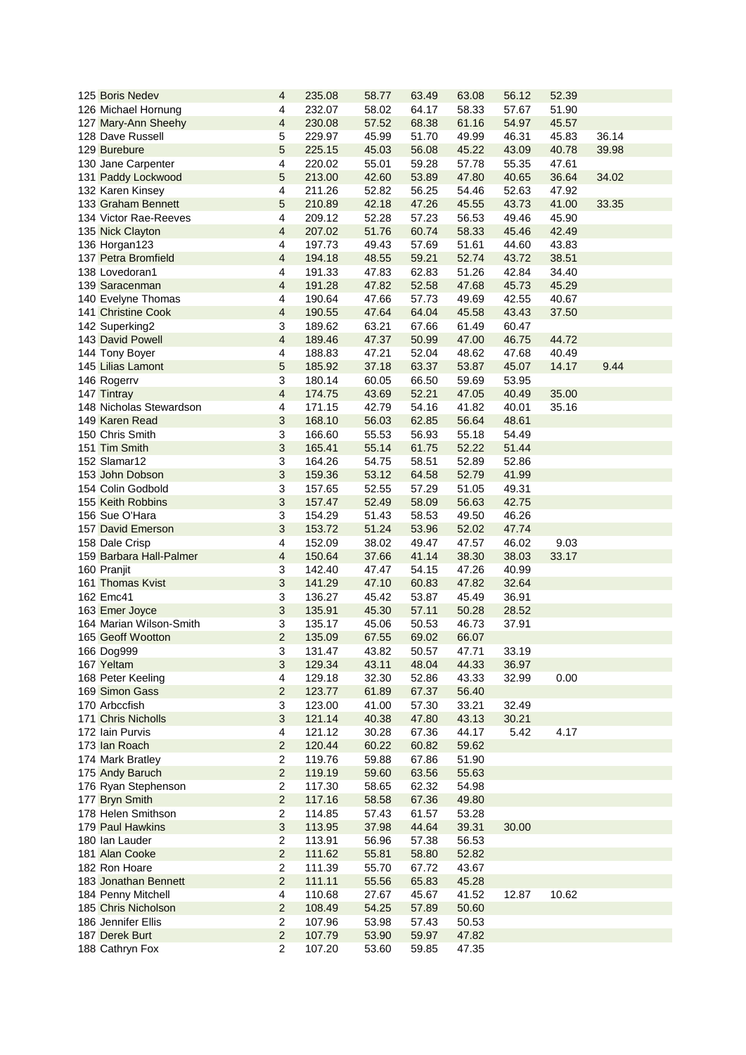| | | | | | | | | | |
|---|---|---|---|---|---|---|---|---|---|
| 125 | Boris Nedev | 4 | 235.08 | 58.77 | 63.49 | 63.08 | 56.12 | 52.39 | |
| 126 | Michael Hornung | 4 | 232.07 | 58.02 | 64.17 | 58.33 | 57.67 | 51.90 | |
| 127 | Mary-Ann Sheehy | 4 | 230.08 | 57.52 | 68.38 | 61.16 | 54.97 | 45.57 | |
| 128 | Dave Russell | 5 | 229.97 | 45.99 | 51.70 | 49.99 | 46.31 | 45.83 | 36.14 |
| 129 | Burebure | 5 | 225.15 | 45.03 | 56.08 | 45.22 | 43.09 | 40.78 | 39.98 |
| 130 | Jane Carpenter | 4 | 220.02 | 55.01 | 59.28 | 57.78 | 55.35 | 47.61 | |
| 131 | Paddy Lockwood | 5 | 213.00 | 42.60 | 53.89 | 47.80 | 40.65 | 36.64 | 34.02 |
| 132 | Karen Kinsey | 4 | 211.26 | 52.82 | 56.25 | 54.46 | 52.63 | 47.92 | |
| 133 | Graham Bennett | 5 | 210.89 | 42.18 | 47.26 | 45.55 | 43.73 | 41.00 | 33.35 |
| 134 | Victor Rae-Reeves | 4 | 209.12 | 52.28 | 57.23 | 56.53 | 49.46 | 45.90 | |
| 135 | Nick Clayton | 4 | 207.02 | 51.76 | 60.74 | 58.33 | 45.46 | 42.49 | |
| 136 | Horgan123 | 4 | 197.73 | 49.43 | 57.69 | 51.61 | 44.60 | 43.83 | |
| 137 | Petra Bromfield | 4 | 194.18 | 48.55 | 59.21 | 52.74 | 43.72 | 38.51 | |
| 138 | Lovedoran1 | 4 | 191.33 | 47.83 | 62.83 | 51.26 | 42.84 | 34.40 | |
| 139 | Saracenman | 4 | 191.28 | 47.82 | 52.58 | 47.68 | 45.73 | 45.29 | |
| 140 | Evelyne Thomas | 4 | 190.64 | 47.66 | 57.73 | 49.69 | 42.55 | 40.67 | |
| 141 | Christine Cook | 4 | 190.55 | 47.64 | 64.04 | 45.58 | 43.43 | 37.50 | |
| 142 | Superking2 | 3 | 189.62 | 63.21 | 67.66 | 61.49 | 60.47 | | |
| 143 | David Powell | 4 | 189.46 | 47.37 | 50.99 | 47.00 | 46.75 | 44.72 | |
| 144 | Tony Boyer | 4 | 188.83 | 47.21 | 52.04 | 48.62 | 47.68 | 40.49 | |
| 145 | Lilias Lamont | 5 | 185.92 | 37.18 | 63.37 | 53.87 | 45.07 | 14.17 | 9.44 |
| 146 | Rogerrv | 3 | 180.14 | 60.05 | 66.50 | 59.69 | 53.95 | | |
| 147 | Tintray | 4 | 174.75 | 43.69 | 52.21 | 47.05 | 40.49 | 35.00 | |
| 148 | Nicholas Stewardson | 4 | 171.15 | 42.79 | 54.16 | 41.82 | 40.01 | 35.16 | |
| 149 | Karen Read | 3 | 168.10 | 56.03 | 62.85 | 56.64 | 48.61 | | |
| 150 | Chris Smith | 3 | 166.60 | 55.53 | 56.93 | 55.18 | 54.49 | | |
| 151 | Tim Smith | 3 | 165.41 | 55.14 | 61.75 | 52.22 | 51.44 | | |
| 152 | Slamar12 | 3 | 164.26 | 54.75 | 58.51 | 52.89 | 52.86 | | |
| 153 | John Dobson | 3 | 159.36 | 53.12 | 64.58 | 52.79 | 41.99 | | |
| 154 | Colin Godbold | 3 | 157.65 | 52.55 | 57.29 | 51.05 | 49.31 | | |
| 155 | Keith Robbins | 3 | 157.47 | 52.49 | 58.09 | 56.63 | 42.75 | | |
| 156 | Sue O'Hara | 3 | 154.29 | 51.43 | 58.53 | 49.50 | 46.26 | | |
| 157 | David Emerson | 3 | 153.72 | 51.24 | 53.96 | 52.02 | 47.74 | | |
| 158 | Dale Crisp | 4 | 152.09 | 38.02 | 49.47 | 47.57 | 46.02 | 9.03 | |
| 159 | Barbara Hall-Palmer | 4 | 150.64 | 37.66 | 41.14 | 38.30 | 38.03 | 33.17 | |
| 160 | Pranjit | 3 | 142.40 | 47.47 | 54.15 | 47.26 | 40.99 | | |
| 161 | Thomas Kvist | 3 | 141.29 | 47.10 | 60.83 | 47.82 | 32.64 | | |
| 162 | Emc41 | 3 | 136.27 | 45.42 | 53.87 | 45.49 | 36.91 | | |
| 163 | Emer Joyce | 3 | 135.91 | 45.30 | 57.11 | 50.28 | 28.52 | | |
| 164 | Marian Wilson-Smith | 3 | 135.17 | 45.06 | 50.53 | 46.73 | 37.91 | | |
| 165 | Geoff Wootton | 2 | 135.09 | 67.55 | 69.02 | 66.07 | | | |
| 166 | Dog999 | 3 | 131.47 | 43.82 | 50.57 | 47.71 | 33.19 | | |
| 167 | Yeltam | 3 | 129.34 | 43.11 | 48.04 | 44.33 | 36.97 | | |
| 168 | Peter Keeling | 4 | 129.18 | 32.30 | 52.86 | 43.33 | 32.99 | 0.00 | |
| 169 | Simon Gass | 2 | 123.77 | 61.89 | 67.37 | 56.40 | | | |
| 170 | Arbccfish | 3 | 123.00 | 41.00 | 57.30 | 33.21 | 32.49 | | |
| 171 | Chris Nicholls | 3 | 121.14 | 40.38 | 47.80 | 43.13 | 30.21 | | |
| 172 | Iain Purvis | 4 | 121.12 | 30.28 | 67.36 | 44.17 | 5.42 | 4.17 | |
| 173 | Ian Roach | 2 | 120.44 | 60.22 | 60.82 | 59.62 | | | |
| 174 | Mark Bratley | 2 | 119.76 | 59.88 | 67.86 | 51.90 | | | |
| 175 | Andy Baruch | 2 | 119.19 | 59.60 | 63.56 | 55.63 | | | |
| 176 | Ryan Stephenson | 2 | 117.30 | 58.65 | 62.32 | 54.98 | | | |
| 177 | Bryn Smith | 2 | 117.16 | 58.58 | 67.36 | 49.80 | | | |
| 178 | Helen Smithson | 2 | 114.85 | 57.43 | 61.57 | 53.28 | | | |
| 179 | Paul Hawkins | 3 | 113.95 | 37.98 | 44.64 | 39.31 | 30.00 | | |
| 180 | Ian Lauder | 2 | 113.91 | 56.96 | 57.38 | 56.53 | | | |
| 181 | Alan Cooke | 2 | 111.62 | 55.81 | 58.80 | 52.82 | | | |
| 182 | Ron Hoare | 2 | 111.39 | 55.70 | 67.72 | 43.67 | | | |
| 183 | Jonathan Bennett | 2 | 111.11 | 55.56 | 65.83 | 45.28 | | | |
| 184 | Penny Mitchell | 4 | 110.68 | 27.67 | 45.67 | 41.52 | 12.87 | 10.62 | |
| 185 | Chris Nicholson | 2 | 108.49 | 54.25 | 57.89 | 50.60 | | | |
| 186 | Jennifer Ellis | 2 | 107.96 | 53.98 | 57.43 | 50.53 | | | |
| 187 | Derek Burt | 2 | 107.79 | 53.90 | 59.97 | 47.82 | | | |
| 188 | Cathryn Fox | 2 | 107.20 | 53.60 | 59.85 | 47.35 | | | |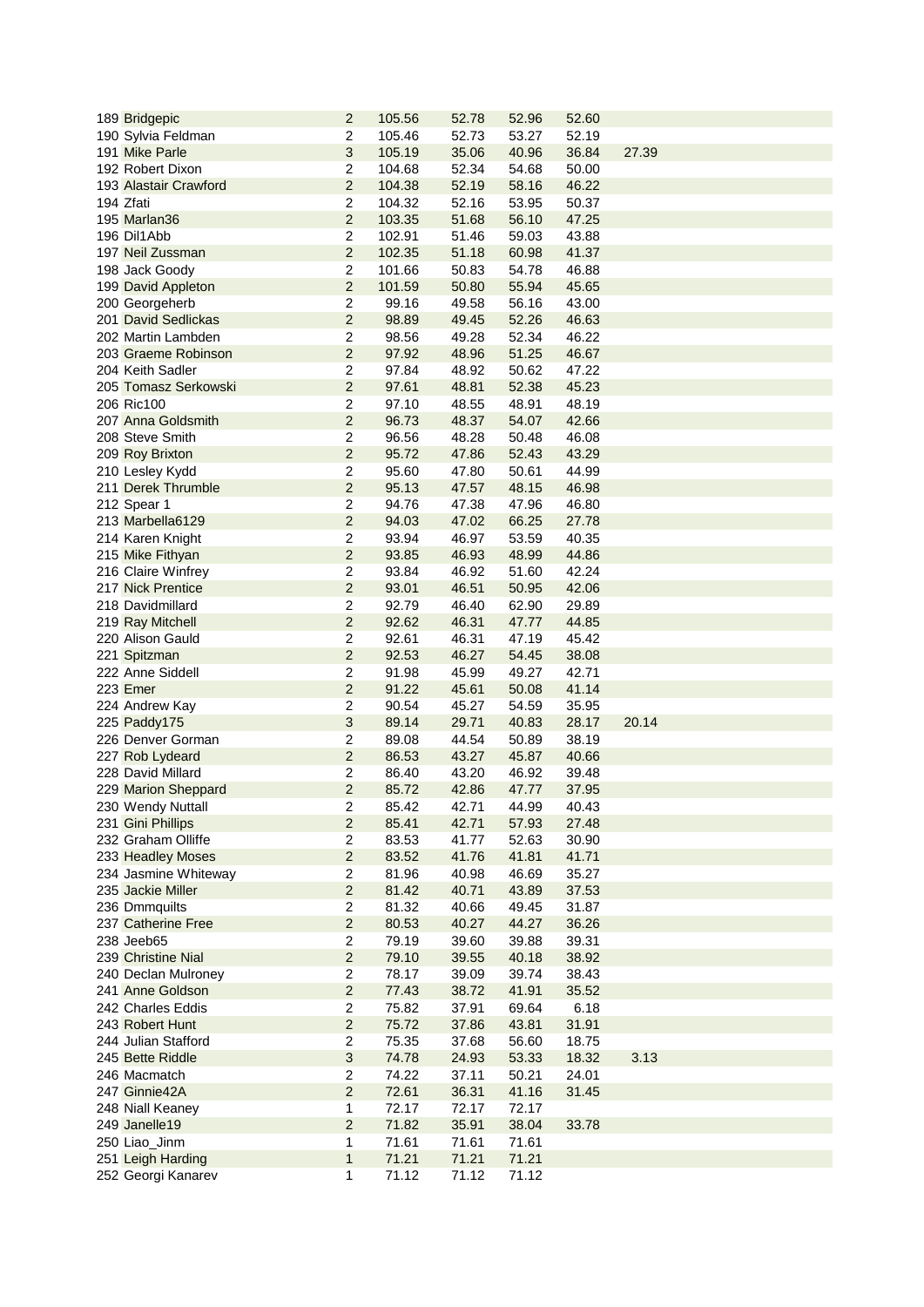| | | | | | | | |
|---|---|---|---|---|---|---|---|
| 189 | Bridgepic | 2 | 105.56 | 52.78 | 52.96 | 52.60 | |
| 190 | Sylvia Feldman | 2 | 105.46 | 52.73 | 53.27 | 52.19 | |
| 191 | Mike Parle | 3 | 105.19 | 35.06 | 40.96 | 36.84 | 27.39 |
| 192 | Robert Dixon | 2 | 104.68 | 52.34 | 54.68 | 50.00 | |
| 193 | Alastair Crawford | 2 | 104.38 | 52.19 | 58.16 | 46.22 | |
| 194 | Zfati | 2 | 104.32 | 52.16 | 53.95 | 50.37 | |
| 195 | Marlan36 | 2 | 103.35 | 51.68 | 56.10 | 47.25 | |
| 196 | Dil1Abb | 2 | 102.91 | 51.46 | 59.03 | 43.88 | |
| 197 | Neil Zussman | 2 | 102.35 | 51.18 | 60.98 | 41.37 | |
| 198 | Jack Goody | 2 | 101.66 | 50.83 | 54.78 | 46.88 | |
| 199 | David Appleton | 2 | 101.59 | 50.80 | 55.94 | 45.65 | |
| 200 | Georgeherb | 2 | 99.16 | 49.58 | 56.16 | 43.00 | |
| 201 | David Sedlickas | 2 | 98.89 | 49.45 | 52.26 | 46.63 | |
| 202 | Martin Lambden | 2 | 98.56 | 49.28 | 52.34 | 46.22 | |
| 203 | Graeme Robinson | 2 | 97.92 | 48.96 | 51.25 | 46.67 | |
| 204 | Keith Sadler | 2 | 97.84 | 48.92 | 50.62 | 47.22 | |
| 205 | Tomasz Serkowski | 2 | 97.61 | 48.81 | 52.38 | 45.23 | |
| 206 | Ric100 | 2 | 97.10 | 48.55 | 48.91 | 48.19 | |
| 207 | Anna Goldsmith | 2 | 96.73 | 48.37 | 54.07 | 42.66 | |
| 208 | Steve Smith | 2 | 96.56 | 48.28 | 50.48 | 46.08 | |
| 209 | Roy Brixton | 2 | 95.72 | 47.86 | 52.43 | 43.29 | |
| 210 | Lesley Kydd | 2 | 95.60 | 47.80 | 50.61 | 44.99 | |
| 211 | Derek Thrumble | 2 | 95.13 | 47.57 | 48.15 | 46.98 | |
| 212 | Spear 1 | 2 | 94.76 | 47.38 | 47.96 | 46.80 | |
| 213 | Marbella6129 | 2 | 94.03 | 47.02 | 66.25 | 27.78 | |
| 214 | Karen Knight | 2 | 93.94 | 46.97 | 53.59 | 40.35 | |
| 215 | Mike Fithyan | 2 | 93.85 | 46.93 | 48.99 | 44.86 | |
| 216 | Claire Winfrey | 2 | 93.84 | 46.92 | 51.60 | 42.24 | |
| 217 | Nick Prentice | 2 | 93.01 | 46.51 | 50.95 | 42.06 | |
| 218 | Davidmillard | 2 | 92.79 | 46.40 | 62.90 | 29.89 | |
| 219 | Ray Mitchell | 2 | 92.62 | 46.31 | 47.77 | 44.85 | |
| 220 | Alison Gauld | 2 | 92.61 | 46.31 | 47.19 | 45.42 | |
| 221 | Spitzman | 2 | 92.53 | 46.27 | 54.45 | 38.08 | |
| 222 | Anne Siddell | 2 | 91.98 | 45.99 | 49.27 | 42.71 | |
| 223 | Emer | 2 | 91.22 | 45.61 | 50.08 | 41.14 | |
| 224 | Andrew Kay | 2 | 90.54 | 45.27 | 54.59 | 35.95 | |
| 225 | Paddy175 | 3 | 89.14 | 29.71 | 40.83 | 28.17 | 20.14 |
| 226 | Denver Gorman | 2 | 89.08 | 44.54 | 50.89 | 38.19 | |
| 227 | Rob Lydeard | 2 | 86.53 | 43.27 | 45.87 | 40.66 | |
| 228 | David Millard | 2 | 86.40 | 43.20 | 46.92 | 39.48 | |
| 229 | Marion Sheppard | 2 | 85.72 | 42.86 | 47.77 | 37.95 | |
| 230 | Wendy Nuttall | 2 | 85.42 | 42.71 | 44.99 | 40.43 | |
| 231 | Gini Phillips | 2 | 85.41 | 42.71 | 57.93 | 27.48 | |
| 232 | Graham Olliffe | 2 | 83.53 | 41.77 | 52.63 | 30.90 | |
| 233 | Headley Moses | 2 | 83.52 | 41.76 | 41.81 | 41.71 | |
| 234 | Jasmine Whiteway | 2 | 81.96 | 40.98 | 46.69 | 35.27 | |
| 235 | Jackie Miller | 2 | 81.42 | 40.71 | 43.89 | 37.53 | |
| 236 | Dmmquilts | 2 | 81.32 | 40.66 | 49.45 | 31.87 | |
| 237 | Catherine Free | 2 | 80.53 | 40.27 | 44.27 | 36.26 | |
| 238 | Jeeb65 | 2 | 79.19 | 39.60 | 39.88 | 39.31 | |
| 239 | Christine Nial | 2 | 79.10 | 39.55 | 40.18 | 38.92 | |
| 240 | Declan Mulroney | 2 | 78.17 | 39.09 | 39.74 | 38.43 | |
| 241 | Anne Goldson | 2 | 77.43 | 38.72 | 41.91 | 35.52 | |
| 242 | Charles Eddis | 2 | 75.82 | 37.91 | 69.64 | 6.18 | |
| 243 | Robert Hunt | 2 | 75.72 | 37.86 | 43.81 | 31.91 | |
| 244 | Julian Stafford | 2 | 75.35 | 37.68 | 56.60 | 18.75 | |
| 245 | Bette Riddle | 3 | 74.78 | 24.93 | 53.33 | 18.32 | 3.13 |
| 246 | Macmatch | 2 | 74.22 | 37.11 | 50.21 | 24.01 | |
| 247 | Ginnie42A | 2 | 72.61 | 36.31 | 41.16 | 31.45 | |
| 248 | Niall Keaney | 1 | 72.17 | 72.17 | 72.17 | | |
| 249 | Janelle19 | 2 | 71.82 | 35.91 | 38.04 | 33.78 | |
| 250 | Liao_Jinm | 1 | 71.61 | 71.61 | 71.61 | | |
| 251 | Leigh Harding | 1 | 71.21 | 71.21 | 71.21 | | |
| 252 | Georgi Kanarev | 1 | 71.12 | 71.12 | 71.12 | | |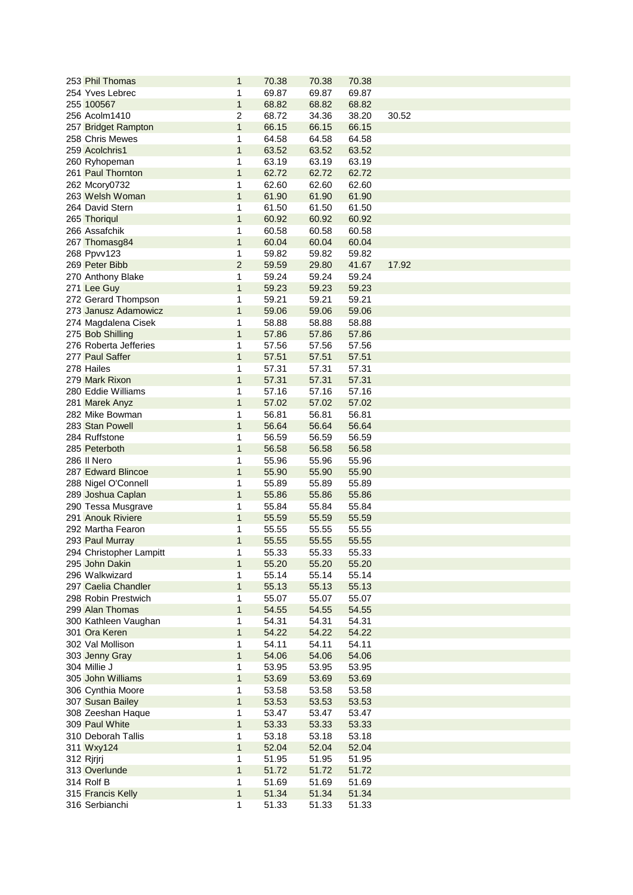| | | | | | |
|---|---|---|---|---|---|
| 253 Phil Thomas | 1 | 70.38 | 70.38 | 70.38 | |
| 254 Yves Lebrec | 1 | 69.87 | 69.87 | 69.87 | |
| 255 100567 | 1 | 68.82 | 68.82 | 68.82 | |
| 256 Acolm1410 | 2 | 68.72 | 34.36 | 38.20 | 30.52 |
| 257 Bridget Rampton | 1 | 66.15 | 66.15 | 66.15 | |
| 258 Chris Mewes | 1 | 64.58 | 64.58 | 64.58 | |
| 259 Acolchris1 | 1 | 63.52 | 63.52 | 63.52 | |
| 260 Ryhopeman | 1 | 63.19 | 63.19 | 63.19 | |
| 261 Paul Thornton | 1 | 62.72 | 62.72 | 62.72 | |
| 262 Mcory0732 | 1 | 62.60 | 62.60 | 62.60 | |
| 263 Welsh Woman | 1 | 61.90 | 61.90 | 61.90 | |
| 264 David Stern | 1 | 61.50 | 61.50 | 61.50 | |
| 265 Thoriqul | 1 | 60.92 | 60.92 | 60.92 | |
| 266 Assafchik | 1 | 60.58 | 60.58 | 60.58 | |
| 267 Thomasg84 | 1 | 60.04 | 60.04 | 60.04 | |
| 268 Ppvv123 | 1 | 59.82 | 59.82 | 59.82 | |
| 269 Peter Bibb | 2 | 59.59 | 29.80 | 41.67 | 17.92 |
| 270 Anthony Blake | 1 | 59.24 | 59.24 | 59.24 | |
| 271 Lee Guy | 1 | 59.23 | 59.23 | 59.23 | |
| 272 Gerard Thompson | 1 | 59.21 | 59.21 | 59.21 | |
| 273 Janusz Adamowicz | 1 | 59.06 | 59.06 | 59.06 | |
| 274 Magdalena Cisek | 1 | 58.88 | 58.88 | 58.88 | |
| 275 Bob Shilling | 1 | 57.86 | 57.86 | 57.86 | |
| 276 Roberta Jefferies | 1 | 57.56 | 57.56 | 57.56 | |
| 277 Paul Saffer | 1 | 57.51 | 57.51 | 57.51 | |
| 278 Hailes | 1 | 57.31 | 57.31 | 57.31 | |
| 279 Mark Rixon | 1 | 57.31 | 57.31 | 57.31 | |
| 280 Eddie Williams | 1 | 57.16 | 57.16 | 57.16 | |
| 281 Marek Anyz | 1 | 57.02 | 57.02 | 57.02 | |
| 282 Mike Bowman | 1 | 56.81 | 56.81 | 56.81 | |
| 283 Stan Powell | 1 | 56.64 | 56.64 | 56.64 | |
| 284 Ruffstone | 1 | 56.59 | 56.59 | 56.59 | |
| 285 Peterboth | 1 | 56.58 | 56.58 | 56.58 | |
| 286 Il Nero | 1 | 55.96 | 55.96 | 55.96 | |
| 287 Edward Blincoe | 1 | 55.90 | 55.90 | 55.90 | |
| 288 Nigel O'Connell | 1 | 55.89 | 55.89 | 55.89 | |
| 289 Joshua Caplan | 1 | 55.86 | 55.86 | 55.86 | |
| 290 Tessa Musgrave | 1 | 55.84 | 55.84 | 55.84 | |
| 291 Anouk Riviere | 1 | 55.59 | 55.59 | 55.59 | |
| 292 Martha Fearon | 1 | 55.55 | 55.55 | 55.55 | |
| 293 Paul Murray | 1 | 55.55 | 55.55 | 55.55 | |
| 294 Christopher Lampitt | 1 | 55.33 | 55.33 | 55.33 | |
| 295 John Dakin | 1 | 55.20 | 55.20 | 55.20 | |
| 296 Walkwizard | 1 | 55.14 | 55.14 | 55.14 | |
| 297 Caelia Chandler | 1 | 55.13 | 55.13 | 55.13 | |
| 298 Robin Prestwich | 1 | 55.07 | 55.07 | 55.07 | |
| 299 Alan Thomas | 1 | 54.55 | 54.55 | 54.55 | |
| 300 Kathleen Vaughan | 1 | 54.31 | 54.31 | 54.31 | |
| 301 Ora Keren | 1 | 54.22 | 54.22 | 54.22 | |
| 302 Val Mollison | 1 | 54.11 | 54.11 | 54.11 | |
| 303 Jenny Gray | 1 | 54.06 | 54.06 | 54.06 | |
| 304 Millie J | 1 | 53.95 | 53.95 | 53.95 | |
| 305 John Williams | 1 | 53.69 | 53.69 | 53.69 | |
| 306 Cynthia Moore | 1 | 53.58 | 53.58 | 53.58 | |
| 307 Susan Bailey | 1 | 53.53 | 53.53 | 53.53 | |
| 308 Zeeshan Haque | 1 | 53.47 | 53.47 | 53.47 | |
| 309 Paul White | 1 | 53.33 | 53.33 | 53.33 | |
| 310 Deborah Tallis | 1 | 53.18 | 53.18 | 53.18 | |
| 311 Wxy124 | 1 | 52.04 | 52.04 | 52.04 | |
| 312 Rjrjrj | 1 | 51.95 | 51.95 | 51.95 | |
| 313 Overlunde | 1 | 51.72 | 51.72 | 51.72 | |
| 314 Rolf B | 1 | 51.69 | 51.69 | 51.69 | |
| 315 Francis Kelly | 1 | 51.34 | 51.34 | 51.34 | |
| 316 Serbianchi | 1 | 51.33 | 51.33 | 51.33 | |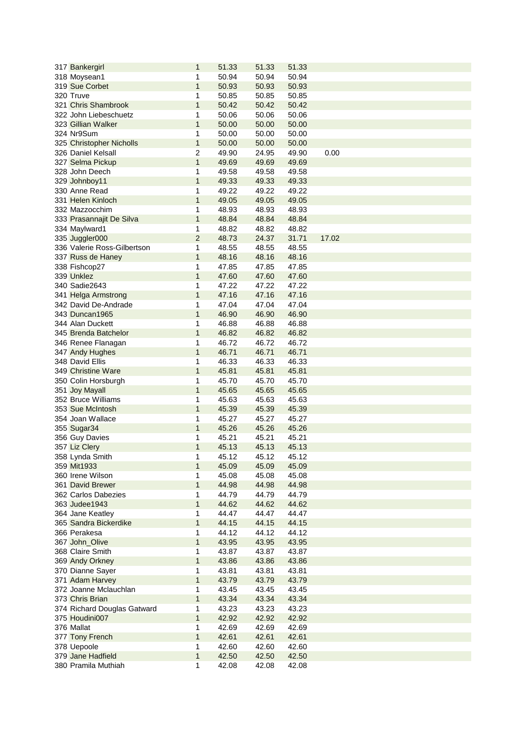| | | | | | | |
|---|---|---|---|---|---|---|
| 317 | Bankergirl | 1 | 51.33 | 51.33 | 51.33 | |
| 318 | Moysean1 | 1 | 50.94 | 50.94 | 50.94 | |
| 319 | Sue Corbet | 1 | 50.93 | 50.93 | 50.93 | |
| 320 | Truve | 1 | 50.85 | 50.85 | 50.85 | |
| 321 | Chris Shambrook | 1 | 50.42 | 50.42 | 50.42 | |
| 322 | John Liebeschuetz | 1 | 50.06 | 50.06 | 50.06 | |
| 323 | Gillian Walker | 1 | 50.00 | 50.00 | 50.00 | |
| 324 | Nr9Sum | 1 | 50.00 | 50.00 | 50.00 | |
| 325 | Christopher Nicholls | 1 | 50.00 | 50.00 | 50.00 | |
| 326 | Daniel Kelsall | 2 | 49.90 | 24.95 | 49.90 | 0.00 |
| 327 | Selma Pickup | 1 | 49.69 | 49.69 | 49.69 | |
| 328 | John Deech | 1 | 49.58 | 49.58 | 49.58 | |
| 329 | Johnboy11 | 1 | 49.33 | 49.33 | 49.33 | |
| 330 | Anne Read | 1 | 49.22 | 49.22 | 49.22 | |
| 331 | Helen Kinloch | 1 | 49.05 | 49.05 | 49.05 | |
| 332 | Mazzocchim | 1 | 48.93 | 48.93 | 48.93 | |
| 333 | Prasannajit De Silva | 1 | 48.84 | 48.84 | 48.84 | |
| 334 | Maylward1 | 1 | 48.82 | 48.82 | 48.82 | |
| 335 | Juggler000 | 2 | 48.73 | 24.37 | 31.71 | 17.02 |
| 336 | Valerie Ross-Gilbertson | 1 | 48.55 | 48.55 | 48.55 | |
| 337 | Russ de Haney | 1 | 48.16 | 48.16 | 48.16 | |
| 338 | Fishcop27 | 1 | 47.85 | 47.85 | 47.85 | |
| 339 | Unklez | 1 | 47.60 | 47.60 | 47.60 | |
| 340 | Sadie2643 | 1 | 47.22 | 47.22 | 47.22 | |
| 341 | Helga Armstrong | 1 | 47.16 | 47.16 | 47.16 | |
| 342 | David De-Andrade | 1 | 47.04 | 47.04 | 47.04 | |
| 343 | Duncan1965 | 1 | 46.90 | 46.90 | 46.90 | |
| 344 | Alan Duckett | 1 | 46.88 | 46.88 | 46.88 | |
| 345 | Brenda Batchelor | 1 | 46.82 | 46.82 | 46.82 | |
| 346 | Renee Flanagan | 1 | 46.72 | 46.72 | 46.72 | |
| 347 | Andy Hughes | 1 | 46.71 | 46.71 | 46.71 | |
| 348 | David Ellis | 1 | 46.33 | 46.33 | 46.33 | |
| 349 | Christine Ware | 1 | 45.81 | 45.81 | 45.81 | |
| 350 | Colin Horsburgh | 1 | 45.70 | 45.70 | 45.70 | |
| 351 | Joy Mayall | 1 | 45.65 | 45.65 | 45.65 | |
| 352 | Bruce Williams | 1 | 45.63 | 45.63 | 45.63 | |
| 353 | Sue McIntosh | 1 | 45.39 | 45.39 | 45.39 | |
| 354 | Joan Wallace | 1 | 45.27 | 45.27 | 45.27 | |
| 355 | Sugar34 | 1 | 45.26 | 45.26 | 45.26 | |
| 356 | Guy Davies | 1 | 45.21 | 45.21 | 45.21 | |
| 357 | Liz Clery | 1 | 45.13 | 45.13 | 45.13 | |
| 358 | Lynda Smith | 1 | 45.12 | 45.12 | 45.12 | |
| 359 | Mit1933 | 1 | 45.09 | 45.09 | 45.09 | |
| 360 | Irene Wilson | 1 | 45.08 | 45.08 | 45.08 | |
| 361 | David Brewer | 1 | 44.98 | 44.98 | 44.98 | |
| 362 | Carlos Dabezies | 1 | 44.79 | 44.79 | 44.79 | |
| 363 | Judee1943 | 1 | 44.62 | 44.62 | 44.62 | |
| 364 | Jane Keatley | 1 | 44.47 | 44.47 | 44.47 | |
| 365 | Sandra Bickerdike | 1 | 44.15 | 44.15 | 44.15 | |
| 366 | Perakesa | 1 | 44.12 | 44.12 | 44.12 | |
| 367 | John_Olive | 1 | 43.95 | 43.95 | 43.95 | |
| 368 | Claire Smith | 1 | 43.87 | 43.87 | 43.87 | |
| 369 | Andy Orkney | 1 | 43.86 | 43.86 | 43.86 | |
| 370 | Dianne Sayer | 1 | 43.81 | 43.81 | 43.81 | |
| 371 | Adam Harvey | 1 | 43.79 | 43.79 | 43.79 | |
| 372 | Joanne Mclauchlan | 1 | 43.45 | 43.45 | 43.45 | |
| 373 | Chris Brian | 1 | 43.34 | 43.34 | 43.34 | |
| 374 | Richard Douglas Gatward | 1 | 43.23 | 43.23 | 43.23 | |
| 375 | Houdini007 | 1 | 42.92 | 42.92 | 42.92 | |
| 376 | Mallat | 1 | 42.69 | 42.69 | 42.69 | |
| 377 | Tony French | 1 | 42.61 | 42.61 | 42.61 | |
| 378 | Uepoole | 1 | 42.60 | 42.60 | 42.60 | |
| 379 | Jane Hadfield | 1 | 42.50 | 42.50 | 42.50 | |
| 380 | Pramila Muthiah | 1 | 42.08 | 42.08 | 42.08 | |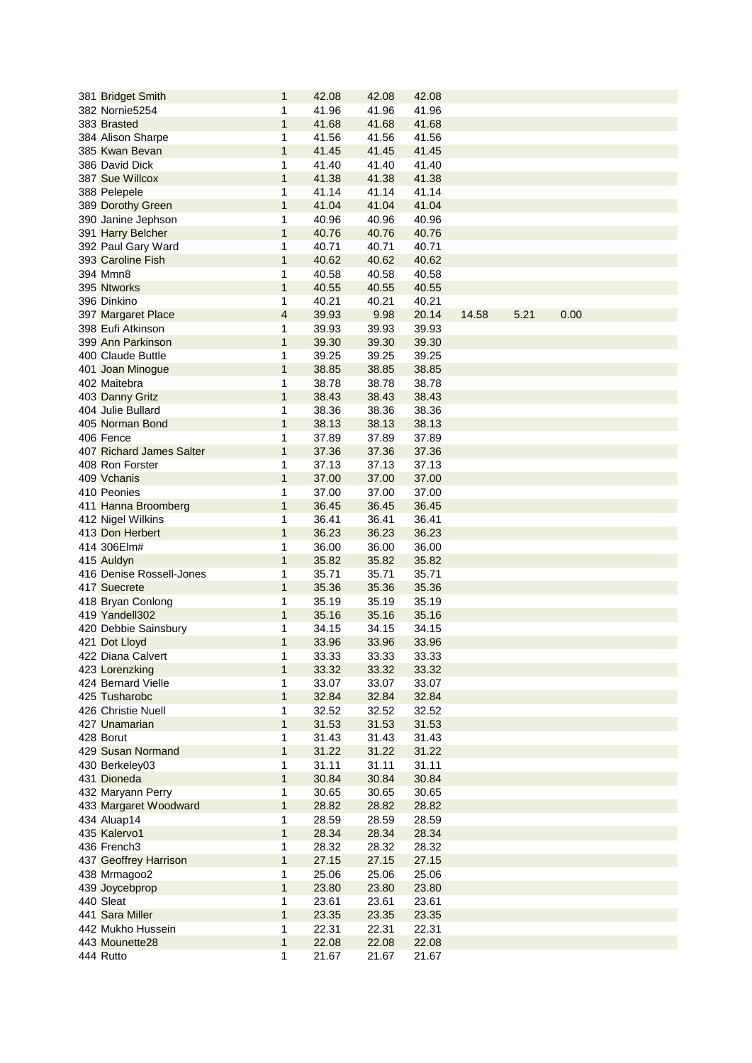| | | | | | | | |
|---|---|---|---|---|---|---|---|
| 381 Bridget Smith | 1 | 42.08 | 42.08 | 42.08 | | | |
| 382 Nornie5254 | 1 | 41.96 | 41.96 | 41.96 | | | |
| 383 Brasted | 1 | 41.68 | 41.68 | 41.68 | | | |
| 384 Alison Sharpe | 1 | 41.56 | 41.56 | 41.56 | | | |
| 385 Kwan Bevan | 1 | 41.45 | 41.45 | 41.45 | | | |
| 386 David Dick | 1 | 41.40 | 41.40 | 41.40 | | | |
| 387 Sue Willcox | 1 | 41.38 | 41.38 | 41.38 | | | |
| 388 Pelepele | 1 | 41.14 | 41.14 | 41.14 | | | |
| 389 Dorothy Green | 1 | 41.04 | 41.04 | 41.04 | | | |
| 390 Janine Jephson | 1 | 40.96 | 40.96 | 40.96 | | | |
| 391 Harry Belcher | 1 | 40.76 | 40.76 | 40.76 | | | |
| 392 Paul Gary Ward | 1 | 40.71 | 40.71 | 40.71 | | | |
| 393 Caroline Fish | 1 | 40.62 | 40.62 | 40.62 | | | |
| 394 Mmn8 | 1 | 40.58 | 40.58 | 40.58 | | | |
| 395 Ntworks | 1 | 40.55 | 40.55 | 40.55 | | | |
| 396 Dinkino | 1 | 40.21 | 40.21 | 40.21 | | | |
| 397 Margaret Place | 4 | 39.93 | 9.98 | 20.14 | 14.58 | 5.21 | 0.00 |
| 398 Eufi Atkinson | 1 | 39.93 | 39.93 | 39.93 | | | |
| 399 Ann Parkinson | 1 | 39.30 | 39.30 | 39.30 | | | |
| 400 Claude Buttle | 1 | 39.25 | 39.25 | 39.25 | | | |
| 401 Joan Minogue | 1 | 38.85 | 38.85 | 38.85 | | | |
| 402 Maitebra | 1 | 38.78 | 38.78 | 38.78 | | | |
| 403 Danny Gritz | 1 | 38.43 | 38.43 | 38.43 | | | |
| 404 Julie Bullard | 1 | 38.36 | 38.36 | 38.36 | | | |
| 405 Norman Bond | 1 | 38.13 | 38.13 | 38.13 | | | |
| 406 Fence | 1 | 37.89 | 37.89 | 37.89 | | | |
| 407 Richard James Salter | 1 | 37.36 | 37.36 | 37.36 | | | |
| 408 Ron Forster | 1 | 37.13 | 37.13 | 37.13 | | | |
| 409 Vchanis | 1 | 37.00 | 37.00 | 37.00 | | | |
| 410 Peonies | 1 | 37.00 | 37.00 | 37.00 | | | |
| 411 Hanna Broomberg | 1 | 36.45 | 36.45 | 36.45 | | | |
| 412 Nigel Wilkins | 1 | 36.41 | 36.41 | 36.41 | | | |
| 413 Don Herbert | 1 | 36.23 | 36.23 | 36.23 | | | |
| 414 306Elm# | 1 | 36.00 | 36.00 | 36.00 | | | |
| 415 Auldyn | 1 | 35.82 | 35.82 | 35.82 | | | |
| 416 Denise Rossell-Jones | 1 | 35.71 | 35.71 | 35.71 | | | |
| 417 Suecrete | 1 | 35.36 | 35.36 | 35.36 | | | |
| 418 Bryan Conlong | 1 | 35.19 | 35.19 | 35.19 | | | |
| 419 Yandell302 | 1 | 35.16 | 35.16 | 35.16 | | | |
| 420 Debbie Sainsbury | 1 | 34.15 | 34.15 | 34.15 | | | |
| 421 Dot Lloyd | 1 | 33.96 | 33.96 | 33.96 | | | |
| 422 Diana Calvert | 1 | 33.33 | 33.33 | 33.33 | | | |
| 423 Lorenzking | 1 | 33.32 | 33.32 | 33.32 | | | |
| 424 Bernard Vielle | 1 | 33.07 | 33.07 | 33.07 | | | |
| 425 Tusharobc | 1 | 32.84 | 32.84 | 32.84 | | | |
| 426 Christie Nuell | 1 | 32.52 | 32.52 | 32.52 | | | |
| 427 Unamarian | 1 | 31.53 | 31.53 | 31.53 | | | |
| 428 Borut | 1 | 31.43 | 31.43 | 31.43 | | | |
| 429 Susan Normand | 1 | 31.22 | 31.22 | 31.22 | | | |
| 430 Berkeley03 | 1 | 31.11 | 31.11 | 31.11 | | | |
| 431 Dioneda | 1 | 30.84 | 30.84 | 30.84 | | | |
| 432 Maryann Perry | 1 | 30.65 | 30.65 | 30.65 | | | |
| 433 Margaret Woodward | 1 | 28.82 | 28.82 | 28.82 | | | |
| 434 Aluap14 | 1 | 28.59 | 28.59 | 28.59 | | | |
| 435 Kalervo1 | 1 | 28.34 | 28.34 | 28.34 | | | |
| 436 French3 | 1 | 28.32 | 28.32 | 28.32 | | | |
| 437 Geoffrey Harrison | 1 | 27.15 | 27.15 | 27.15 | | | |
| 438 Mrmagoo2 | 1 | 25.06 | 25.06 | 25.06 | | | |
| 439 Joycebprop | 1 | 23.80 | 23.80 | 23.80 | | | |
| 440 Sleat | 1 | 23.61 | 23.61 | 23.61 | | | |
| 441 Sara Miller | 1 | 23.35 | 23.35 | 23.35 | | | |
| 442 Mukho Hussein | 1 | 22.31 | 22.31 | 22.31 | | | |
| 443 Mounette28 | 1 | 22.08 | 22.08 | 22.08 | | | |
| 444 Rutto | 1 | 21.67 | 21.67 | 21.67 | | | |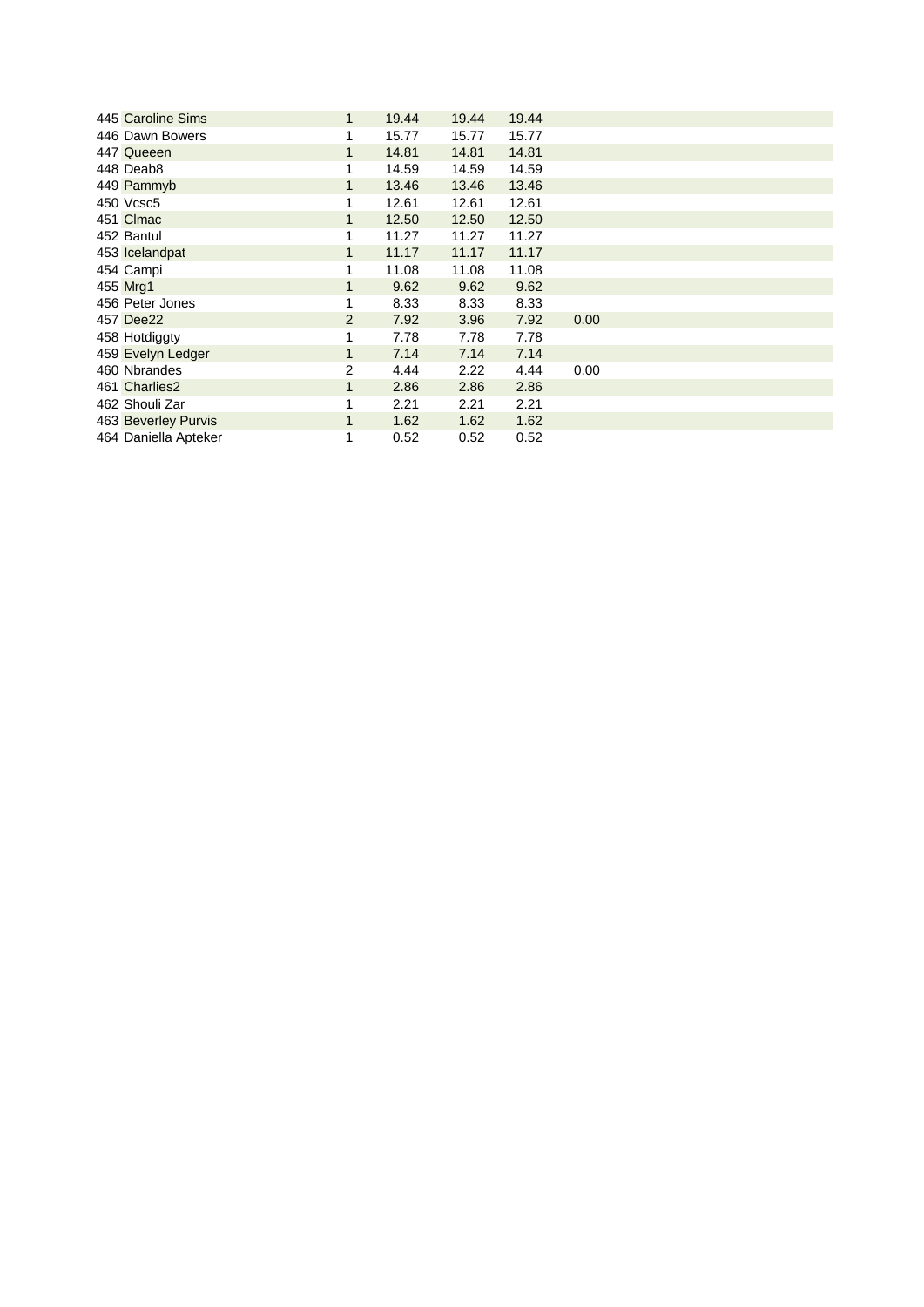| | | | | | | |
|---|---|---|---|---|---|---|
| 445 | Caroline Sims | 1 | 19.44 | 19.44 | 19.44 | |
| 446 | Dawn Bowers | 1 | 15.77 | 15.77 | 15.77 | |
| 447 | Queeen | 1 | 14.81 | 14.81 | 14.81 | |
| 448 | Deab8 | 1 | 14.59 | 14.59 | 14.59 | |
| 449 | Pammyb | 1 | 13.46 | 13.46 | 13.46 | |
| 450 | Vcsc5 | 1 | 12.61 | 12.61 | 12.61 | |
| 451 | Clmac | 1 | 12.50 | 12.50 | 12.50 | |
| 452 | Bantul | 1 | 11.27 | 11.27 | 11.27 | |
| 453 | Icelandpat | 1 | 11.17 | 11.17 | 11.17 | |
| 454 | Campi | 1 | 11.08 | 11.08 | 11.08 | |
| 455 | Mrg1 | 1 | 9.62 | 9.62 | 9.62 | |
| 456 | Peter Jones | 1 | 8.33 | 8.33 | 8.33 | |
| 457 | Dee22 | 2 | 7.92 | 3.96 | 7.92 | 0.00 |
| 458 | Hotdiggty | 1 | 7.78 | 7.78 | 7.78 | |
| 459 | Evelyn Ledger | 1 | 7.14 | 7.14 | 7.14 | |
| 460 | Nbrandes | 2 | 4.44 | 2.22 | 4.44 | 0.00 |
| 461 | Charlies2 | 1 | 2.86 | 2.86 | 2.86 | |
| 462 | Shouli Zar | 1 | 2.21 | 2.21 | 2.21 | |
| 463 | Beverley Purvis | 1 | 1.62 | 1.62 | 1.62 | |
| 464 | Daniella Apteker | 1 | 0.52 | 0.52 | 0.52 | |